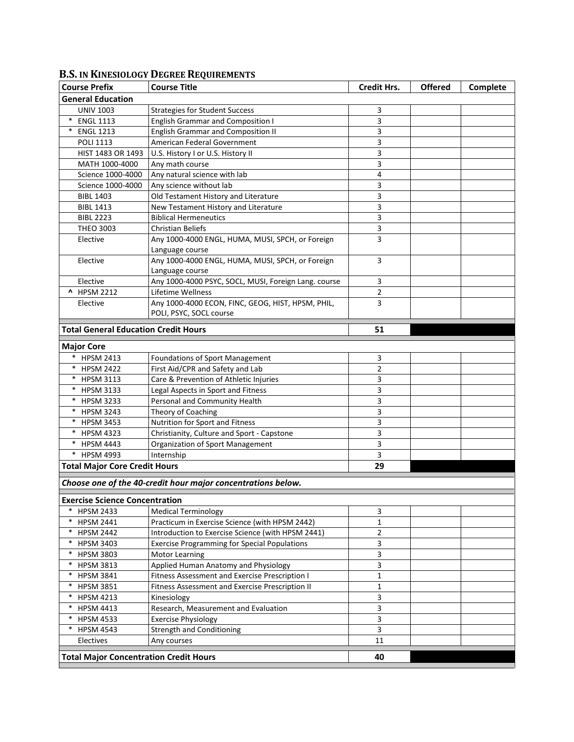## B.S. IN KINESIOLOGY DEGREE REQUIREMENTS

| Course Prefix | Course Title | Credit Hrs. | Offered | Complete |
|---|---|---|---|---|
| **General Education** | | | | |
| UNIV 1003 | Strategies for Student Success | 3 | | |
| * ENGL 1113 | English Grammar and Composition I | 3 | | |
| * ENGL 1213 | English Grammar and Composition II | 3 | | |
| POLI 1113 | American Federal Government | 3 | | |
| HIST 1483 OR 1493 | U.S. History I or U.S. History II | 3 | | |
| MATH 1000-4000 | Any math course | 3 | | |
| Science 1000-4000 | Any natural science with lab | 4 | | |
| Science 1000-4000 | Any science without lab | 3 | | |
| BIBL 1403 | Old Testament History and Literature | 3 | | |
| BIBL 1413 | New Testament History and Literature | 3 | | |
| BIBL 2223 | Biblical Hermeneutics | 3 | | |
| THEO 3003 | Christian Beliefs | 3 | | |
| Elective | Any 1000-4000 ENGL, HUMA, MUSI, SPCH, or Foreign Language course | 3 | | |
| Elective | Any 1000-4000 ENGL, HUMA, MUSI, SPCH, or Foreign Language course | 3 | | |
| Elective | Any 1000-4000 PSYC, SOCL, MUSI, Foreign Lang. course | 3 | | |
| ^ HPSM 2212 | Lifetime Wellness | 2 | | |
| Elective | Any 1000-4000 ECON, FINC, GEOG, HIST, HPSM, PHIL, POLI, PSYC, SOCL course | 3 | | |
| **Total General Education Credit Hours** | | **51** | | |
| **Major Core** | | | | |
| * HPSM 2413 | Foundations of Sport Management | 3 | | |
| * HPSM 2422 | First Aid/CPR and Safety and Lab | 2 | | |
| * HPSM 3113 | Care & Prevention of Athletic Injuries | 3 | | |
| * HPSM 3133 | Legal Aspects in Sport and Fitness | 3 | | |
| * HPSM 3233 | Personal and Community Health | 3 | | |
| * HPSM 3243 | Theory of Coaching | 3 | | |
| * HPSM 3453 | Nutrition for Sport and Fitness | 3 | | |
| * HPSM 4323 | Christianity, Culture and Sport - Capstone | 3 | | |
| * HPSM 4443 | Organization of Sport Management | 3 | | |
| * HPSM 4993 | Internship | 3 | | |
| **Total Major Core Credit Hours** | | **29** | | |
| ***Choose one of the 40-credit hour major concentrations below.*** | | | | |
| **Exercise Science Concentration** | | | | |
| * HPSM 2433 | Medical Terminology | 3 | | |
| * HPSM 2441 | Practicum in Exercise Science (with HPSM 2442) | 1 | | |
| * HPSM 2442 | Introduction to Exercise Science (with HPSM 2441) | 2 | | |
| * HPSM 3403 | Exercise Programming for Special Populations | 3 | | |
| * HPSM 3803 | Motor Learning | 3 | | |
| * HPSM 3813 | Applied Human Anatomy and Physiology | 3 | | |
| * HPSM 3841 | Fitness Assessment and Exercise Prescription I | 1 | | |
| * HPSM 3851 | Fitness Assessment and Exercise Prescription II | 1 | | |
| * HPSM 4213 | Kinesiology | 3 | | |
| * HPSM 4413 | Research, Measurement and Evaluation | 3 | | |
| * HPSM 4533 | Exercise Physiology | 3 | | |
| * HPSM 4543 | Strength and Conditioning | 3 | | |
| Electives | Any courses | 11 | | |
| **Total Major Concentration Credit Hours** | | **40** | | |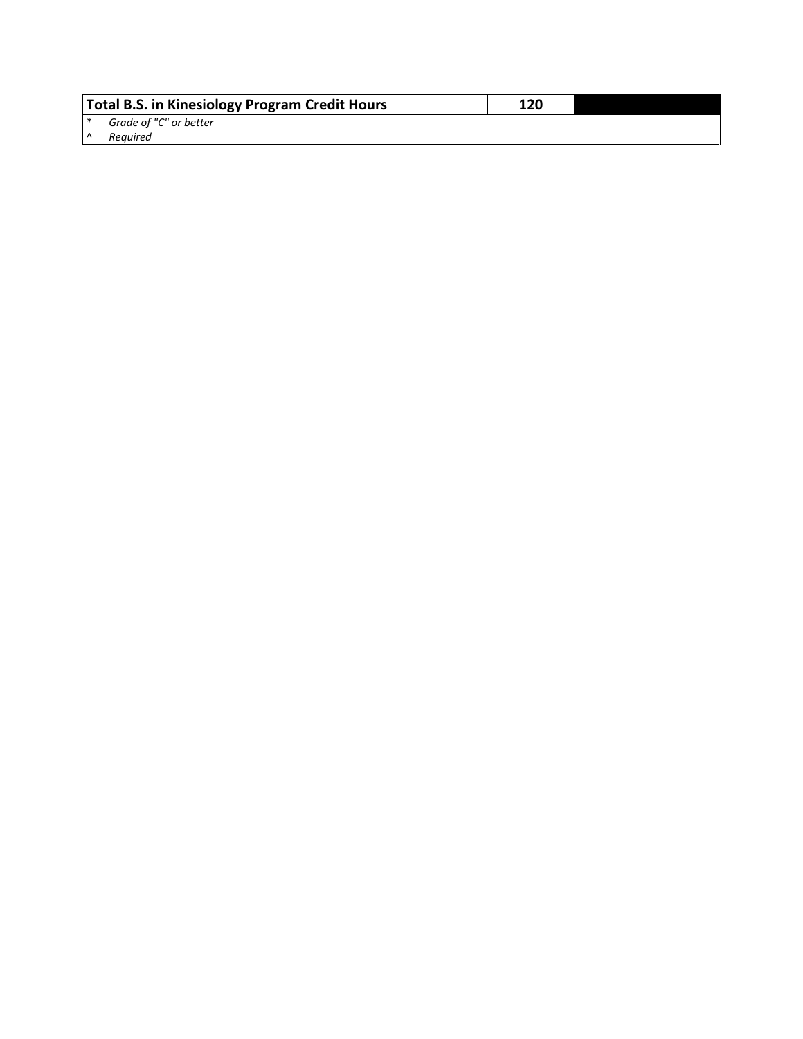| Total B.S. in Kinesiology Program Credit Hours | 120 | |
| --- | --- | --- |

\* *Grade of "C" or better*

^ *Required*